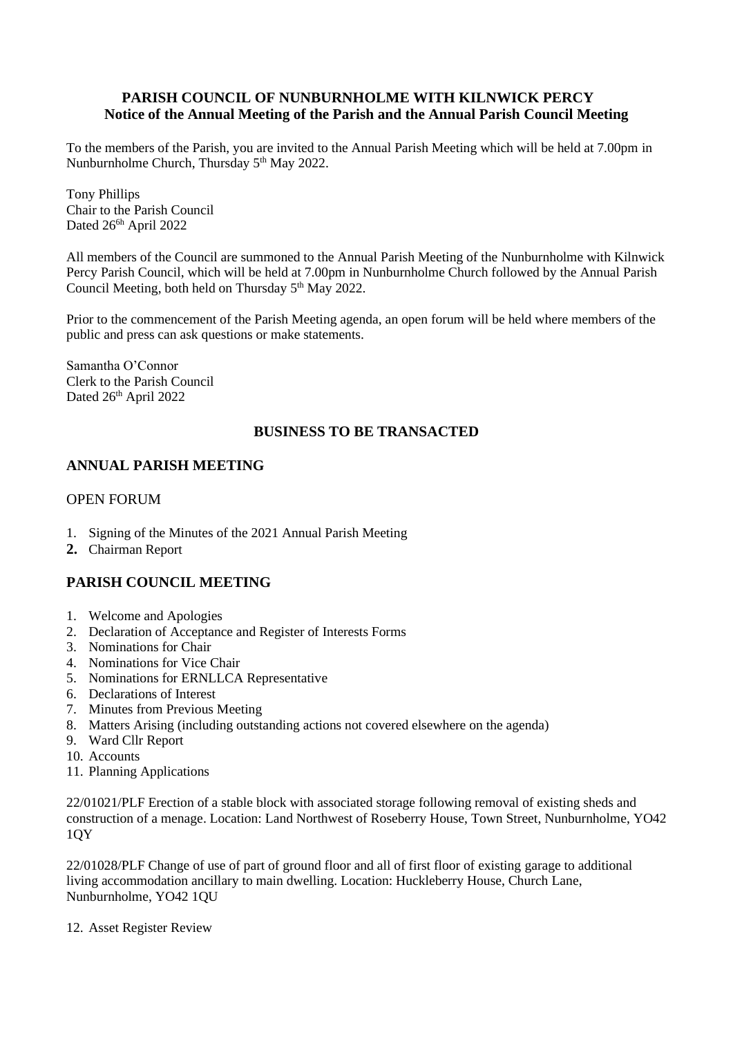**PARISH COUNCIL OF NUNBURNHOLME WITH KILNWICK PERCY**
**Notice of the Annual Meeting of the Parish and the Annual Parish Council Meeting**

To the members of the Parish, you are invited to the Annual Parish Meeting which will be held at 7.00pm in Nunburnholme Church, Thursday 5th May 2022.

Tony Phillips
Chair to the Parish Council
Dated 26^6h April 2022

All members of the Council are summoned to the Annual Parish Meeting of the Nunburnholme with Kilnwick Percy Parish Council, which will be held at 7.00pm in Nunburnholme Church followed by the Annual Parish Council Meeting, both held on Thursday 5th May 2022.

Prior to the commencement of the Parish Meeting agenda, an open forum will be held where members of the public and press can ask questions or make statements.

Samantha O'Connor
Clerk to the Parish Council
Dated 26th April 2022

## BUSINESS TO BE TRANSACTED

## ANNUAL PARISH MEETING

OPEN FORUM

1. Signing of the Minutes of the 2021 Annual Parish Meeting
2. Chairman Report

## PARISH COUNCIL MEETING

1. Welcome and Apologies
2. Declaration of Acceptance and Register of Interests Forms
3. Nominations for Chair
4. Nominations for Vice Chair
5. Nominations for ERNLLCA Representative
6. Declarations of Interest
7. Minutes from Previous Meeting
8. Matters Arising (including outstanding actions not covered elsewhere on the agenda)
9. Ward Cllr Report
10. Accounts
11. Planning Applications

22/01021/PLF Erection of a stable block with associated storage following removal of existing sheds and construction of a menage. Location: Land Northwest of Roseberry House, Town Street, Nunburnholme, YO42 1QY

22/01028/PLF Change of use of part of ground floor and all of first floor of existing garage to additional living accommodation ancillary to main dwelling. Location: Huckleberry House, Church Lane, Nunburnholme, YO42 1QU

12. Asset Register Review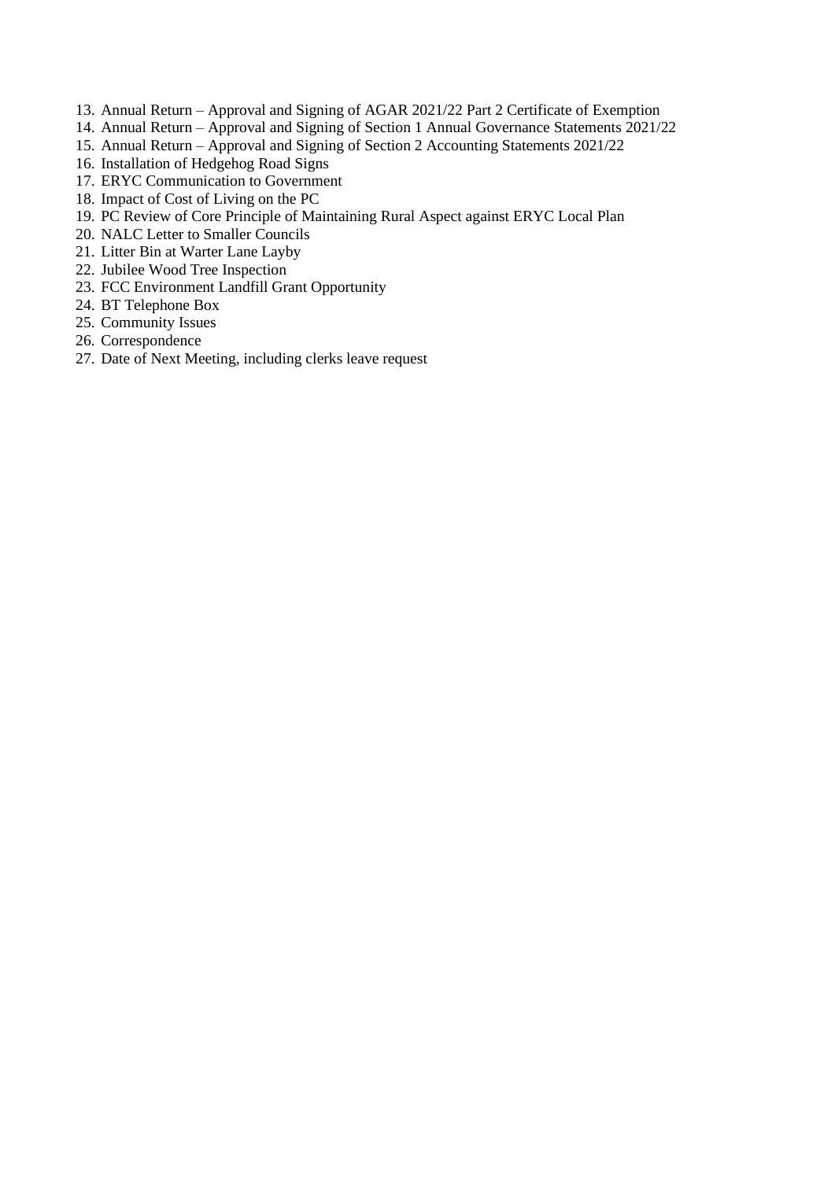13. Annual Return – Approval and Signing of AGAR 2021/22 Part 2 Certificate of Exemption
14. Annual Return – Approval and Signing of Section 1 Annual Governance Statements 2021/22
15. Annual Return – Approval and Signing of Section 2 Accounting Statements 2021/22
16. Installation of Hedgehog Road Signs
17. ERYC Communication to Government
18. Impact of Cost of Living on the PC
19. PC Review of Core Principle of Maintaining Rural Aspect against ERYC Local Plan
20. NALC Letter to Smaller Councils
21. Litter Bin at Warter Lane Layby
22. Jubilee Wood Tree Inspection
23. FCC Environment Landfill Grant Opportunity
24. BT Telephone Box
25. Community Issues
26. Correspondence
27. Date of Next Meeting, including clerks leave request